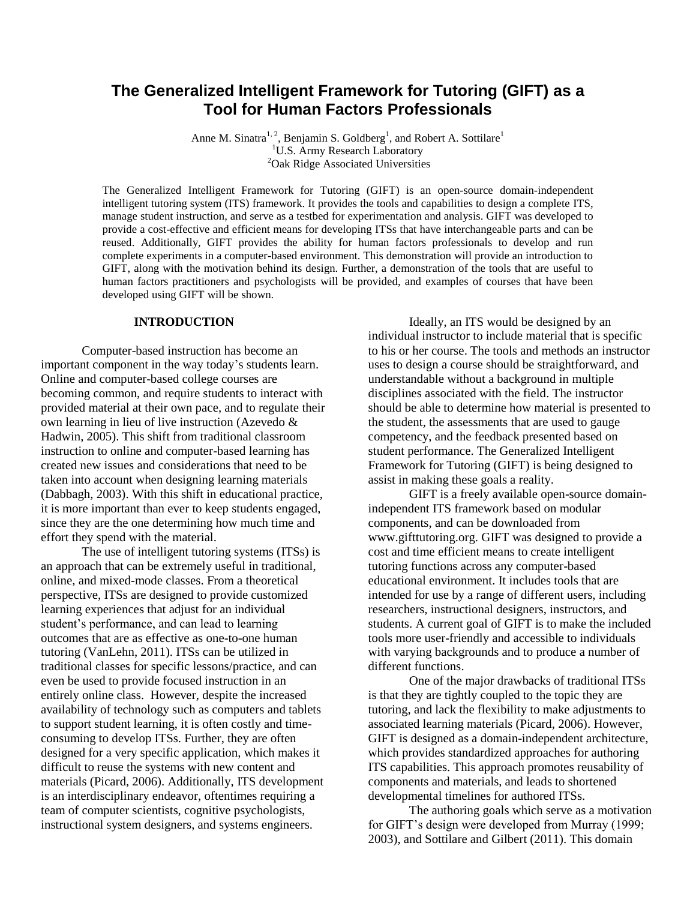# The Generalized Intelligent Framework for Tutoring (GIFT) as a Tool for Human Factors Professionals

Anne M. Sinatra[1, 2], Benjamin S. Goldberg[1], and Robert A. Sottilare[1]
[1]U.S. Army Research Laboratory
[2]Oak Ridge Associated Universities

The Generalized Intelligent Framework for Tutoring (GIFT) is an open-source domain-independent intelligent tutoring system (ITS) framework. It provides the tools and capabilities to design a complete ITS, manage student instruction, and serve as a testbed for experimentation and analysis. GIFT was developed to provide a cost-effective and efficient means for developing ITSs that have interchangeable parts and can be reused. Additionally, GIFT provides the ability for human factors professionals to develop and run complete experiments in a computer-based environment. This demonstration will provide an introduction to GIFT, along with the motivation behind its design. Further, a demonstration of the tools that are useful to human factors practitioners and psychologists will be provided, and examples of courses that have been developed using GIFT will be shown.

## INTRODUCTION

Computer-based instruction has become an important component in the way today's students learn. Online and computer-based college courses are becoming common, and require students to interact with provided material at their own pace, and to regulate their own learning in lieu of live instruction (Azevedo & Hadwin, 2005). This shift from traditional classroom instruction to online and computer-based learning has created new issues and considerations that need to be taken into account when designing learning materials (Dabbagh, 2003). With this shift in educational practice, it is more important than ever to keep students engaged, since they are the one determining how much time and effort they spend with the material.

The use of intelligent tutoring systems (ITSs) is an approach that can be extremely useful in traditional, online, and mixed-mode classes. From a theoretical perspective, ITSs are designed to provide customized learning experiences that adjust for an individual student's performance, and can lead to learning outcomes that are as effective as one-to-one human tutoring (VanLehn, 2011). ITSs can be utilized in traditional classes for specific lessons/practice, and can even be used to provide focused instruction in an entirely online class. However, despite the increased availability of technology such as computers and tablets to support student learning, it is often costly and time-consuming to develop ITSs. Further, they are often designed for a very specific application, which makes it difficult to reuse the systems with new content and materials (Picard, 2006). Additionally, ITS development is an interdisciplinary endeavor, oftentimes requiring a team of computer scientists, cognitive psychologists, instructional system designers, and systems engineers.

Ideally, an ITS would be designed by an individual instructor to include material that is specific to his or her course. The tools and methods an instructor uses to design a course should be straightforward, and understandable without a background in multiple disciplines associated with the field. The instructor should be able to determine how material is presented to the student, the assessments that are used to gauge competency, and the feedback presented based on student performance. The Generalized Intelligent Framework for Tutoring (GIFT) is being designed to assist in making these goals a reality.

GIFT is a freely available open-source domain-independent ITS framework based on modular components, and can be downloaded from www.gifttutoring.org. GIFT was designed to provide a cost and time efficient means to create intelligent tutoring functions across any computer-based educational environment. It includes tools that are intended for use by a range of different users, including researchers, instructional designers, instructors, and students. A current goal of GIFT is to make the included tools more user-friendly and accessible to individuals with varying backgrounds and to produce a number of different functions.

One of the major drawbacks of traditional ITSs is that they are tightly coupled to the topic they are tutoring, and lack the flexibility to make adjustments to associated learning materials (Picard, 2006). However, GIFT is designed as a domain-independent architecture, which provides standardized approaches for authoring ITS capabilities. This approach promotes reusability of components and materials, and leads to shortened developmental timelines for authored ITSs.

The authoring goals which serve as a motivation for GIFT's design were developed from Murray (1999; 2003), and Sottilare and Gilbert (2011). This domain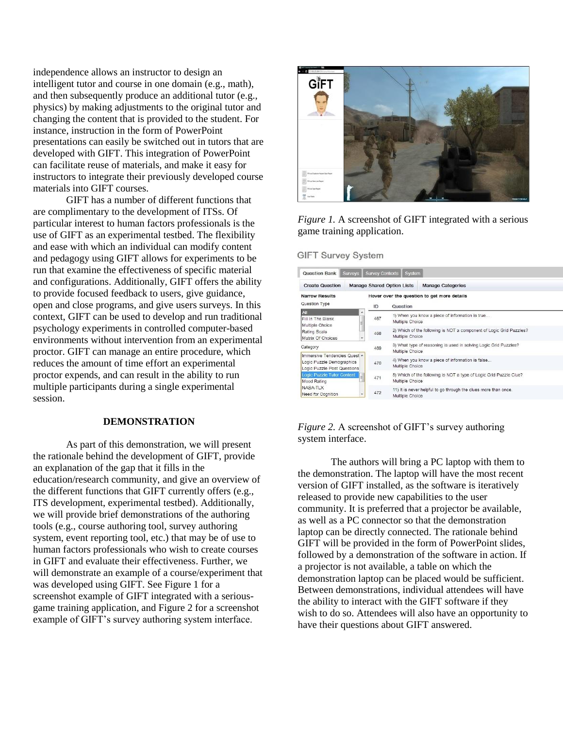independence allows an instructor to design an intelligent tutor and course in one domain (e.g., math), and then subsequently produce an additional tutor (e.g., physics) by making adjustments to the original tutor and changing the content that is provided to the student. For instance, instruction in the form of PowerPoint presentations can easily be switched out in tutors that are developed with GIFT. This integration of PowerPoint can facilitate reuse of materials, and make it easy for instructors to integrate their previously developed course materials into GIFT courses.

GIFT has a number of different functions that are complimentary to the development of ITSs. Of particular interest to human factors professionals is the use of GIFT as an experimental testbed. The flexibility and ease with which an individual can modify content and pedagogy using GIFT allows for experiments to be run that examine the effectiveness of specific material and configurations. Additionally, GIFT offers the ability to provide focused feedback to users, give guidance, open and close programs, and give users surveys. In this context, GIFT can be used to develop and run traditional psychology experiments in controlled computer-based environments without intervention from an experimental proctor. GIFT can manage an entire procedure, which reduces the amount of time effort an experimental proctor expends, and can result in the ability to run multiple participants during a single experimental session.

## DEMONSTRATION

As part of this demonstration, we will present the rationale behind the development of GIFT, provide an explanation of the gap that it fills in the education/research community, and give an overview of the different functions that GIFT currently offers (e.g., ITS development, experimental testbed). Additionally, we will provide brief demonstrations of the authoring tools (e.g., course authoring tool, survey authoring system, event reporting tool, etc.) that may be of use to human factors professionals who wish to create courses in GIFT and evaluate their effectiveness. Further, we will demonstrate an example of a course/experiment that was developed using GIFT. See Figure 1 for a screenshot example of GIFT integrated with a serious-game training application, and Figure 2 for a screenshot example of GIFT's survey authoring system interface.

*Figure 1.* A screenshot of GIFT integrated with a serious game training application.

*Figure 2.* A screenshot of GIFT's survey authoring system interface.

The authors will bring a PC laptop with them to the demonstration. The laptop will have the most recent version of GIFT installed, as the software is iteratively released to provide new capabilities to the user community. It is preferred that a projector be available, as well as a PC connector so that the demonstration laptop can be directly connected. The rationale behind GIFT will be provided in the form of PowerPoint slides, followed by a demonstration of the software in action. If a projector is not available, a table on which the demonstration laptop can be placed would be sufficient. Between demonstrations, individual attendees will have the ability to interact with the GIFT software if they wish to do so. Attendees will also have an opportunity to have their questions about GIFT answered.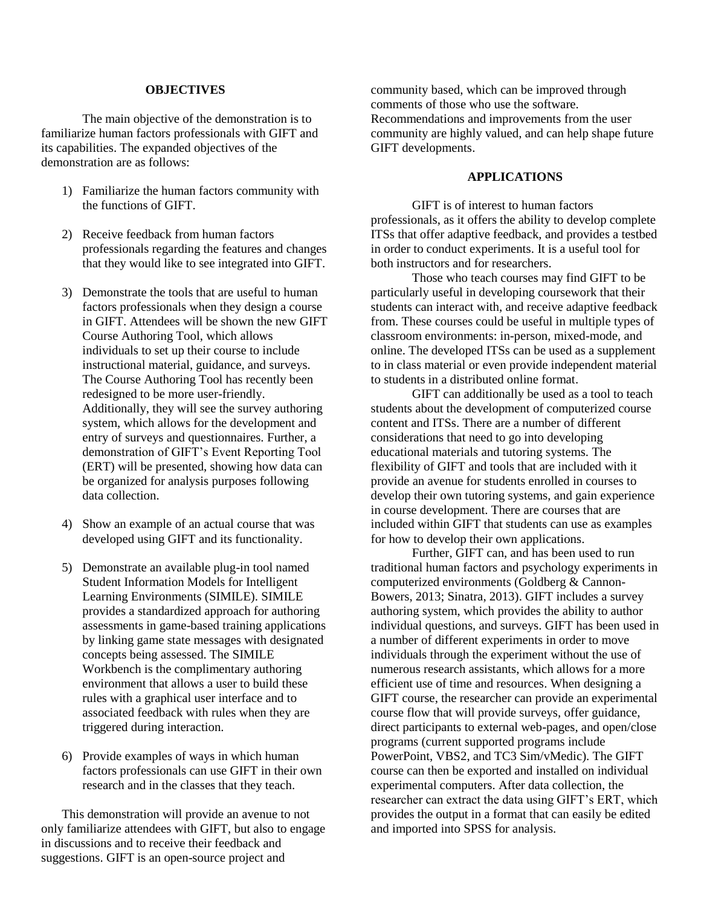## OBJECTIVES

The main objective of the demonstration is to familiarize human factors professionals with GIFT and its capabilities. The expanded objectives of the demonstration are as follows:

1) Familiarize the human factors community with the functions of GIFT.

2) Receive feedback from human factors professionals regarding the features and changes that they would like to see integrated into GIFT.

3) Demonstrate the tools that are useful to human factors professionals when they design a course in GIFT. Attendees will be shown the new GIFT Course Authoring Tool, which allows individuals to set up their course to include instructional material, guidance, and surveys. The Course Authoring Tool has recently been redesigned to be more user-friendly. Additionally, they will see the survey authoring system, which allows for the development and entry of surveys and questionnaires. Further, a demonstration of GIFT's Event Reporting Tool (ERT) will be presented, showing how data can be organized for analysis purposes following data collection.

4) Show an example of an actual course that was developed using GIFT and its functionality.

5) Demonstrate an available plug-in tool named Student Information Models for Intelligent Learning Environments (SIMILE). SIMILE provides a standardized approach for authoring assessments in game-based training applications by linking game state messages with designated concepts being assessed. The SIMILE Workbench is the complimentary authoring environment that allows a user to build these rules with a graphical user interface and to associated feedback with rules when they are triggered during interaction.

6) Provide examples of ways in which human factors professionals can use GIFT in their own research and in the classes that they teach.

This demonstration will provide an avenue to not only familiarize attendees with GIFT, but also to engage in discussions and to receive their feedback and suggestions. GIFT is an open-source project and community based, which can be improved through comments of those who use the software. Recommendations and improvements from the user community are highly valued, and can help shape future GIFT developments.

## APPLICATIONS

GIFT is of interest to human factors professionals, as it offers the ability to develop complete ITSs that offer adaptive feedback, and provides a testbed in order to conduct experiments. It is a useful tool for both instructors and for researchers.

Those who teach courses may find GIFT to be particularly useful in developing coursework that their students can interact with, and receive adaptive feedback from. These courses could be useful in multiple types of classroom environments: in-person, mixed-mode, and online. The developed ITSs can be used as a supplement to in class material or even provide independent material to students in a distributed online format.

GIFT can additionally be used as a tool to teach students about the development of computerized course content and ITSs. There are a number of different considerations that need to go into developing educational materials and tutoring systems. The flexibility of GIFT and tools that are included with it provide an avenue for students enrolled in courses to develop their own tutoring systems, and gain experience in course development. There are courses that are included within GIFT that students can use as examples for how to develop their own applications.

Further, GIFT can, and has been used to run traditional human factors and psychology experiments in computerized environments (Goldberg & Cannon-Bowers, 2013; Sinatra, 2013). GIFT includes a survey authoring system, which provides the ability to author individual questions, and surveys. GIFT has been used in a number of different experiments in order to move individuals through the experiment without the use of numerous research assistants, which allows for a more efficient use of time and resources. When designing a GIFT course, the researcher can provide an experimental course flow that will provide surveys, offer guidance, direct participants to external web-pages, and open/close programs (current supported programs include PowerPoint, VBS2, and TC3 Sim/vMedic). The GIFT course can then be exported and installed on individual experimental computers. After data collection, the researcher can extract the data using GIFT's ERT, which provides the output in a format that can easily be edited and imported into SPSS for analysis.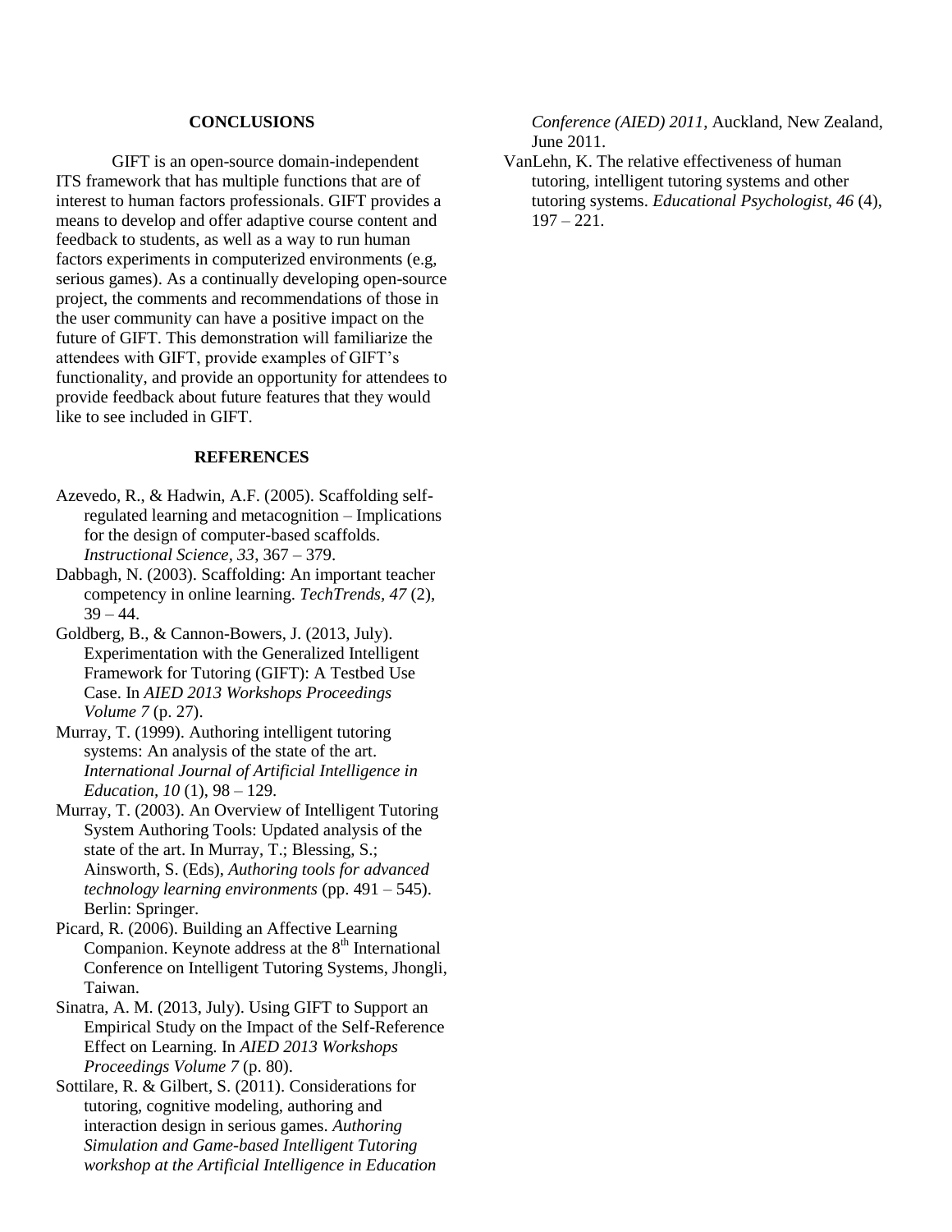## CONCLUSIONS

GIFT is an open-source domain-independent ITS framework that has multiple functions that are of interest to human factors professionals. GIFT provides a means to develop and offer adaptive course content and feedback to students, as well as a way to run human factors experiments in computerized environments (e.g, serious games). As a continually developing open-source project, the comments and recommendations of those in the user community can have a positive impact on the future of GIFT. This demonstration will familiarize the attendees with GIFT, provide examples of GIFT's functionality, and provide an opportunity for attendees to provide feedback about future features that they would like to see included in GIFT.

## REFERENCES

Azevedo, R., & Hadwin, A.F. (2005). Scaffolding self-regulated learning and metacognition – Implications for the design of computer-based scaffolds. *Instructional Science*, *33*, 367 – 379.

Dabbagh, N. (2003). Scaffolding: An important teacher competency in online learning. *TechTrends, 47* (2), 39 – 44.

Goldberg, B., & Cannon-Bowers, J. (2013, July). Experimentation with the Generalized Intelligent Framework for Tutoring (GIFT): A Testbed Use Case. In *AIED 2013 Workshops Proceedings Volume 7* (p. 27).

Murray, T. (1999). Authoring intelligent tutoring systems: An analysis of the state of the art. *International Journal of Artificial Intelligence in Education, 10* (1), 98 – 129.

Murray, T. (2003). An Overview of Intelligent Tutoring System Authoring Tools: Updated analysis of the state of the art. In Murray, T.; Blessing, S.; Ainsworth, S. (Eds), *Authoring tools for advanced technology learning environments* (pp. 491 – 545). Berlin: Springer.

Picard, R. (2006). Building an Affective Learning Companion. Keynote address at the 8th International Conference on Intelligent Tutoring Systems, Jhongli, Taiwan.

Sinatra, A. M. (2013, July). Using GIFT to Support an Empirical Study on the Impact of the Self-Reference Effect on Learning. In *AIED 2013 Workshops Proceedings Volume 7* (p. 80).

Sottilare, R. & Gilbert, S. (2011). Considerations for tutoring, cognitive modeling, authoring and interaction design in serious games. *Authoring Simulation and Game-based Intelligent Tutoring workshop at the Artificial Intelligence in Education Conference (AIED) 2011*, Auckland, New Zealand, June 2011.

VanLehn, K. The relative effectiveness of human tutoring, intelligent tutoring systems and other tutoring systems. *Educational Psychologist, 46* (4), 197 – 221.